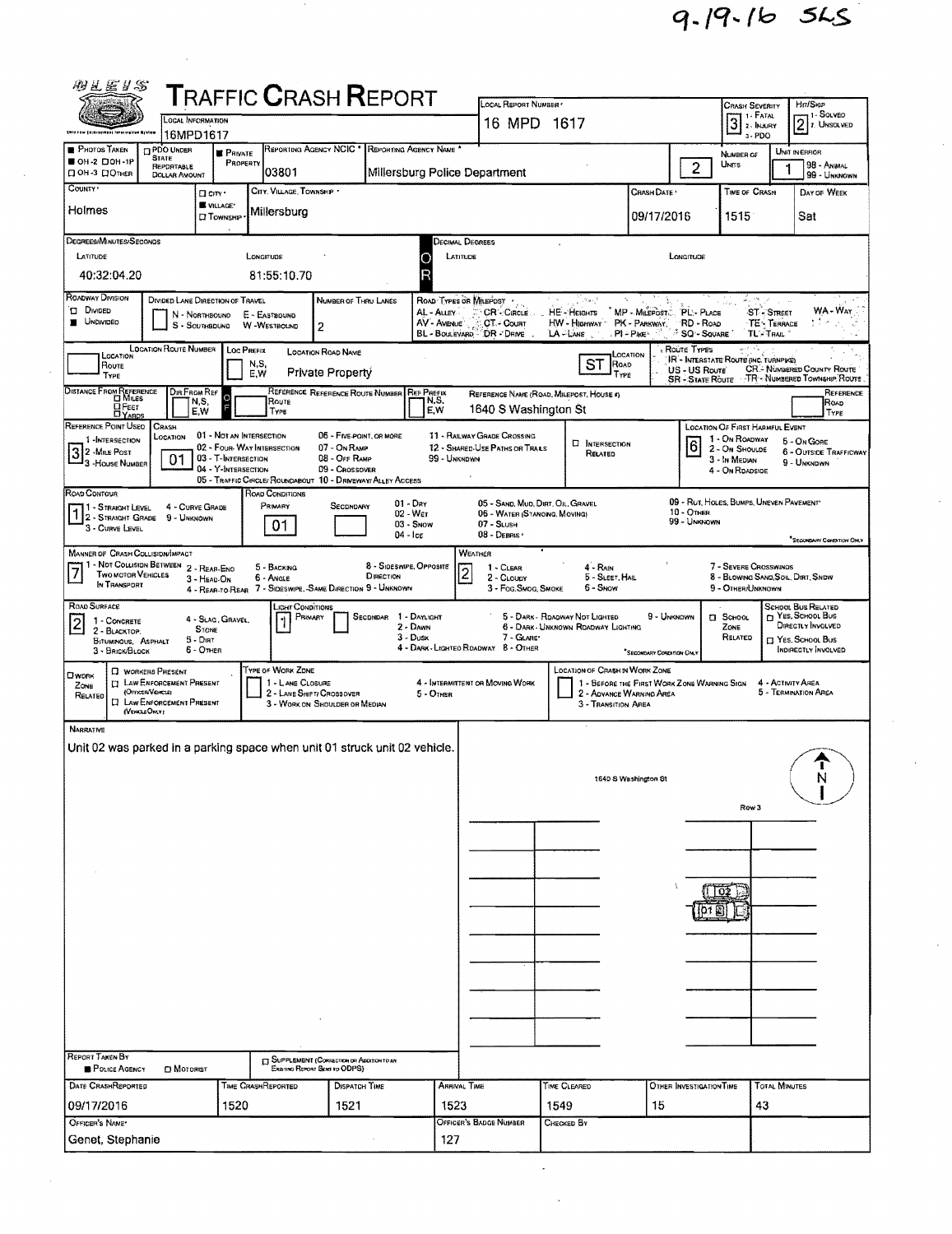9-19-16 SLS

# TRAFFIC CRASH REPORT

| Field | Value |
|---|---|
| Local Information | 16MPD1617 |
| Local Report Number | 16 MPD 1617 |
| Crash Severity (1 - Fatal, 2 - Injury, 3 - PDO) | 3 |
| Hit/Skip (1 - Solved, 2 - Unsolved) | 2 |
| Photos Taken | OH-2 |
| Property | Private Property |
| Reporting Agency NCIC | 03801 |
| Reporting Agency Name | Millersburg Police Department |
| Number of Units | 2 |
| Unit in Error | 1 |
| County | Holmes |
| City, Village, Township | Village - Millersburg |
| Crash Date | 09/17/2016 |
| Time of Crash | 1515 |
| Day of Week | Sat |

## Degrees/Minutes/Seconds

| Latitude | Longitude |
|---|---|
| 40:32:04.20 | 81:55:10.70 |

## Roadway

| Field | Value |
|---|---|
| Roadway Division | Undivided |
| Number of Thru Lanes | 2 |
| Location Road Name | Private Property |
| Road Type | ST |
| Reference Name (Road, Milepost, House #) | 1640 S Washington St |
| Reference Point Used | 3 - House Number |
| Crash Location | 01 - Not an Intersection |
| Location of First Harmful Event | 6 - Outside Trafficway |
| Road Contour | 1 - Straight Level |
| Road Conditions (Primary) | 01 - Dry |
| Manner of Crash Collision/Impact | 7 - Sideswipe, Same Direction |
| Weather | 2 - Cloudy |
| Road Surface | 2 - Blacktop, Bituminous, Asphalt |
| Light Conditions (Primary) | 1 - Daylight |

## Narrative

Unit 02 was parked in a parking space when unit 01 struck unit 02 vehicle.

Diagram labels: 1640 S Washington St; Row 3; N; 02; 01

## Report Information

| Report Taken By | Date Crash Reported | Time Crash Reported | Dispatch Time | Arrival Time | Time Cleared | Other Investigation Time | Total Minutes |
|---|---|---|---|---|---|---|---|
| Police Agency | 09/17/2016 | 1520 | 1521 | 1523 | 1549 | 15 | 43 |

| Officer's Name | Officer's Badge Number | Checked By |
|---|---|---|
| Genet, Stephanie | 127 | |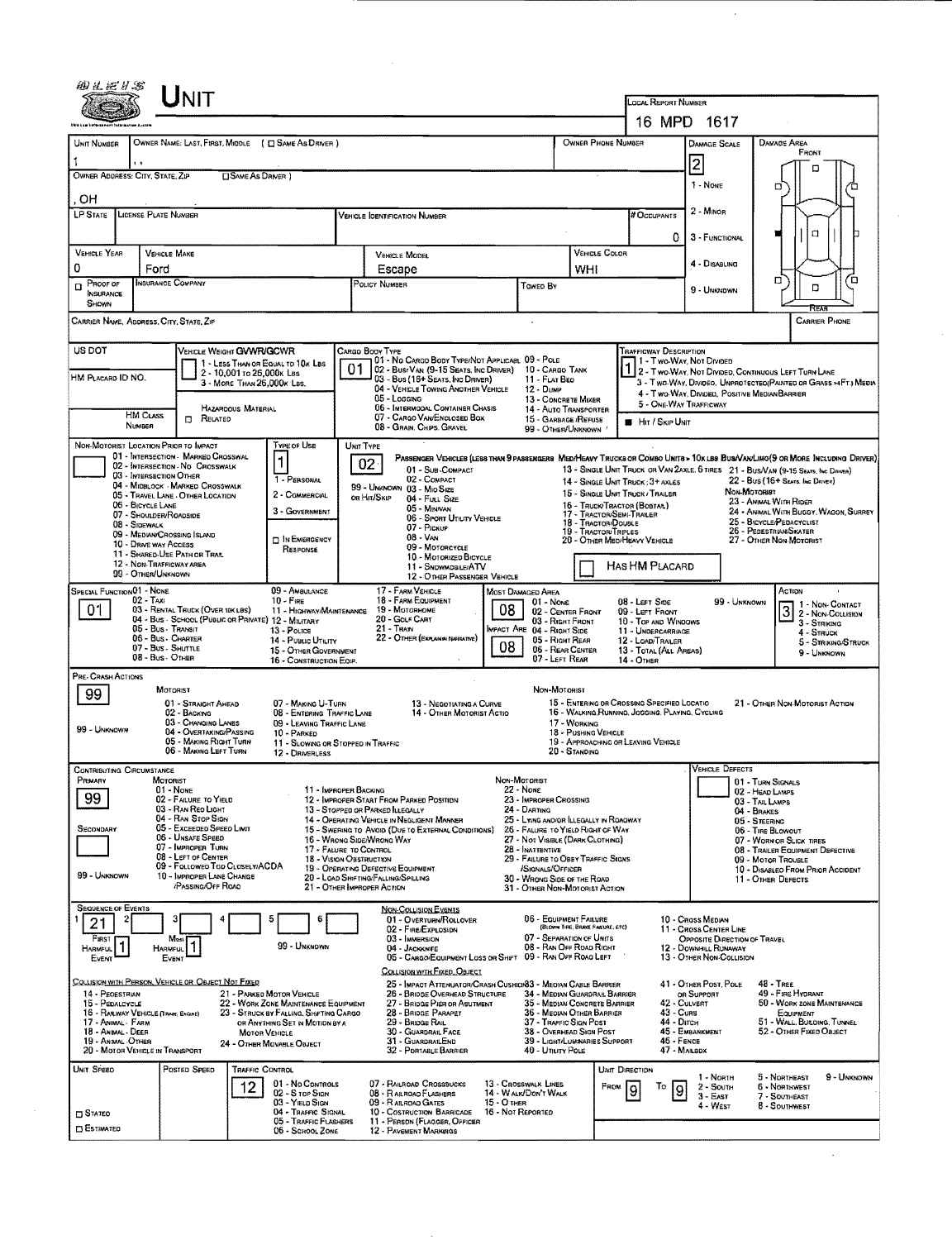# UNIT

**Local Report Number:** 16 MPD 1617

| Unit Number | Owner Name: Last, First, Middle (☐ Same As Driver) | Owner Phone Number | Damage Scale | Damage Area |
|---|---|---|---|---|
| 1 | , , | | 2 | Front / Rear |

**Owner Address: City, State, Zip** (☐ Same As Driver): , OH

**Damage Scale:** 1 - None; 2 - Minor; 3 - Functional; 4 - Disabling; 9 - Unknown

| LP State | License Plate Number | Vehicle Identification Number | # Occupants |
|---|---|---|---|
| | | | 0 |

| Vehicle Year | Vehicle Make | Vehicle Model | Vehicle Color |
|---|---|---|---|
| 0 | Ford | Escape | WHI |

| ☐ Proof of Insurance Shown | Insurance Company | Policy Number | Towed By |
|---|---|---|---|
| | | | |

**Carrier Name, Address, City, State, Zip** | **Carrier Phone**

**US DOT** | **HM Placard ID No.** | **HM Class Number** | ☐ Hazardous Material Related

**Vehicle Weight GVWR/GCWR:** 1 - Less Than or Equal to 10k Lbs; 2 - 10,001 to 26,000k Lbs; 3 - More Than 26,000k Lbs.

**Cargo Body Type:** 01
01 - No Cargo Body Type/Not Applicabl; 02 - Bus/Van (9-15 Seats, Inc Driver); 03 - Bus (16+ Seats, Inc Driver); 04 - Vehicle Towing Another Vehicle; 05 - Logging; 06 - Intermodal Container Chassis; 07 - Cargo Van/Enclosed Box; 08 - Grain, Chips, Gravel; 09 - Pole; 10 - Cargo Tank; 11 - Flat Bed; 12 - Dump; 13 - Concrete Mixer; 14 - Auto Transporter; 15 - Garbage /Refuse; 99 - Other/Unknown

**Trafficway Description:** 1
1 - Two-Way, Not Divided; 2 - Two-Way, Not Divided, Continuous Left Turn Lane; 3 - Two-Way, Divided, Unprotected (Painted or Grass >4Ft.) Media; 4 - Two-Way, Divided, Positive Median Barrier; 5 - One-Way Trafficway

■ Hit / Skip Unit

**Non-Motorist Location Prior to Impact:**
01 - Intersection - Marked Crosswalk; 02 - Intersection - No Crosswalk; 03 - Intersection Other; 04 - Midblock - Marked Crosswalk; 05 - Travel Lane - Other Location; 06 - Bicycle Lane; 07 - Shoulder/Roadside; 08 - Sidewalk; 09 - Median/Crossing Island; 10 - Drive Way Access; 11 - Shared-Use Path or Trail; 12 - Non-Trafficway Area; 99 - Other/Unknown

**Type of Use:** 1
1 - Personal; 2 - Commercial; 3 - Government; ☐ In Emergency Response

**Unit Type:** 02
Passenger Vehicles (Less than 9 passengers): 01 - Sub-Compact; 02 - Compact; 99 - Unknown 03 - Mid Size or Hit/Skip; 04 - Full Size; 05 - Minivan; 06 - Sport Utility Vehicle; 07 - Pickup; 08 - Van; 09 - Motorcycle; 10 - Motorized Bicycle; 11 - Snowmobile/ATV; 12 - Other Passenger Vehicle

Med/Heavy Trucks or Combo Units > 10k lbs Bus/Van/Limo (9 or More Including Driver): 13 - Single Unit Truck or Van 2axle, 6 tires; 14 - Single Unit Truck; 3+ axles; 15 - Single Unit Truck / Trailer; 16 - Truck/Tractor (Bobtail); 17 - Tractor/Semi-Trailer; 18 - Tractor/Double; 19 - Tractor/Triples; 20 - Other Med/Heavy Vehicle; 21 - Bus/Van (9-15 Seats, Inc Driver); 22 - Bus (16+ Seats, Inc Driver)

Non-Motorist: 23 - Animal With Rider; 24 - Animal With Buggy, Wagon, Surrey; 25 - Bicycle/Pedacyclist; 26 - Pedestrian/Skater; 27 - Other Non-Motorist

☐ Has HM Placard

**Special Function:** 01
01 - None; 02 - Taxi; 03 - Rental Truck (Over 10k lbs); 04 - Bus - School (Public or Private); 05 - Bus - Transit; 06 - Bus - Charter; 07 - Bus - Shuttle; 08 - Bus - Other; 09 - Ambulance; 10 - Fire; 11 - Highway/Maintenance; 12 - Military; 13 - Police; 14 - Public Utility; 15 - Other Government; 16 - Construction Eqip.; 17 - Farm Vehicle; 18 - Farm Equipment; 19 - Motorhome; 20 - Golf Cart; 21 - Train; 22 - Other (Explain in Narrative)

**Most Damaged Area:** 08
**Impact Are:** 08
01 - None; 02 - Center Front; 03 - Right Front; 04 - Right Side; 05 - Right Rear; 06 - Rear Center; 07 - Left Rear; 08 - Left Side; 09 - Left Front; 10 - Top and Windows; 11 - Undercarriage; 12 - Load/Trailer; 13 - Total (All Areas); 14 - Other; 99 - Unknown

**Action:** 3
1 - Non-Contact; 2 - Non-Collision; 3 - Striking; 4 - Struck; 5 - Striking/Struck; 9 - Unknown

**Pre-Crash Actions:** 99
Motorist: 01 - Straight Ahead; 02 - Backing; 03 - Changing Lanes; 04 - Overtaking/Passing; 05 - Making Right Turn; 06 - Making Left Turn; 07 - Making U-Turn; 08 - Entering Traffic Lane; 09 - Leaving Traffic Lane; 10 - Parked; 11 - Slowing or Stopped in Traffic; 12 - Driverless; 13 - Negotiating a Curve; 14 - Other Motorist Actio
Non-Motorist: 15 - Entering or Crossing Specified Locatio; 16 - Walking, Running, Jogging, Playing, Cycling; 17 - Working; 18 - Pushing Vehicle; 19 - Approaching or Leaving Vehicle; 20 - Standing; 21 - Other Non-Motorist Action
99 - Unknown

**Contributing Circumstance**
Primary: 99
Secondary:
Motorist: 01 - None; 02 - Failure to Yield; 03 - Ran Red Light; 04 - Ran Stop Sign; 05 - Exceeded Speed Limit; 06 - Unsafe Speed; 07 - Improper Turn; 08 - Left of Center; 09 - Followed Too Closely/ACDA; 10 - Improper Lane Change /Passing/Off Road; 11 - Improper Backing; 12 - Improper Start From Parked Position; 13 - Stopped or Parked Illegally; 14 - Operating Vehicle in Negligent Manner; 15 - Swering to Avoid (Due to External Conditions); 16 - Wrong Side/Wrong Way; 17 - Failure to Control; 18 - Vision Obstruction; 19 - Operating Defective Equipment; 20 - Load Shifting/Falling/Spilling; 21 - Other Improper Action
Non-Motorist: 22 - None; 23 - Improper Crossing; 24 - Darting; 25 - Lying and/or Illegally in Roadway; 26 - Failure to Yield Right of Way; 27 - Not Visible (Dark Clothing); 28 - Inattentive; 29 - Failure to Obey Traffic Signs /Signals/Officer; 30 - Wrong Side of the Road; 31 - Other Non-Motorist Action
99 - Unknown

**Vehicle Defects:** 01 - Turn Signals; 02 - Head Lamps; 03 - Tail Lamps; 04 - Brakes; 05 - Steering; 06 - Tire Blowout; 07 - Worn or Slick Tires; 08 - Trailer Equipment Defective; 09 - Motor Trouble; 10 - Disabled From Prior Accident; 11 - Other Defects

**Sequence of Events:** 1: 21; 2: ; 3: ; 4: ; 5: ; 6:
First Harmful Event: 1; Most Harmful Event: 1; 99 - Unknown

Non-Collision Events: 01 - Overturn/Rollover; 02 - Fire/Explosion; 03 - Immersion; 04 - Jackknife; 05 - Cargo/Equipment Loss or Shift; 06 - Equipment Failure (Blown Tire, Brake Failure, etc); 07 - Separation of Units; 08 - Ran Off Road Right; 09 - Ran Off Road Left; 10 - Cross Median; 11 - Cross Center Line Opposite Direction of Travel; 12 - Downhill Runaway; 13 - Other Non-Collision

Collision with Person, Vehicle or Object Not Fixed: 14 - Pedestrian; 15 - Pedalcycle; 16 - Railway Vehicle (Train, Engine); 17 - Animal - Farm; 18 - Animal - Deer; 19 - Animal Other; 20 - Motor Vehicle in Transport; 21 - Parked Motor Vehicle; 22 - Work Zone Maintenance Equipment; 23 - Struck by Falling, Shifting Cargo or Anything Set in Motion by a Motor Vehicle; 24 - Other Movable Object

Collision with Fixed, Object: 25 - Impact Attenuator/Crash Cushion; 26 - Bridge Overhead Structure; 27 - Bridge Pier or Abutment; 28 - Bridge Parapet; 29 - Bridge Rail; 30 - Guardrail Face; 31 - Guardrail End; 32 - Portable Barrier; 33 - Median Cable Barrier; 34 - Median Guardrail Barrier; 35 - Median Concrete Barrier; 36 - Median Other Barrier; 37 - Traffic Sign Post; 38 - Overhead Sign Post; 39 - Light/Luminaries Support; 40 - Utility Pole; 41 - Other Post, Pole or Support; 42 - Culvert; 43 - Curb; 44 - Ditch; 45 - Embankment; 46 - Fence; 47 - Mailbox; 48 - Tree; 49 - Fire Hydrant; 50 - Work Zone Maintenance Equipment; 51 - Wall, Building, Tunnel; 52 - Other Fixed Object

**Unit Speed:** | **Posted Speed:** | **Traffic Control:** 12
☐ Stated ☐ Estimated
01 - No Controls; 02 - Stop Sign; 03 - Yield Sign; 04 - Traffic Signal; 05 - Traffic Flashers; 06 - School Zone; 07 - Railroad Crossbucks; 08 - Railroad Flashers; 09 - Railroad Gates; 10 - Costruction Barricade; 11 - Person (Flagger, Officer); 12 - Pavement Markings; 13 - Crosswalk Lines; 14 - Walk/Don't Walk; 15 - Other; 16 - Not Reported

**Unit Direction:** From 9 To 9
1 - North; 2 - South; 3 - East; 4 - West; 5 - Northeast; 6 - Northwest; 7 - Southeast; 8 - Southwest; 9 - Unknown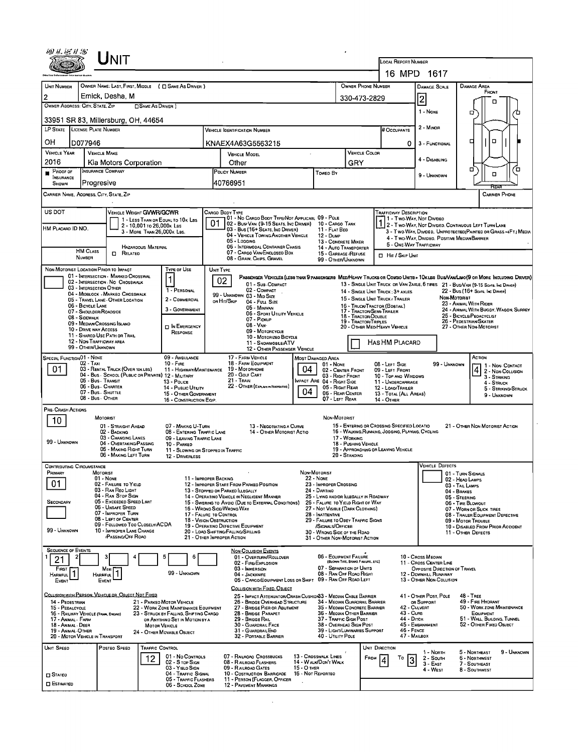# UNIT

LOCAL REPORT NUMBER: 16 MPD 1617

| UNIT NUMBER | OWNER NAME: LAST, FIRST, MIDDLE ( ☐ SAME AS DRIVER ) | OWNER PHONE NUMBER | DAMAGE SCALE | DAMAGE AREA |
|---|---|---|---|---|
| 2 | Emick, Desha, M | 330-473-2829 | 2 | FRONT |

OWNER ADDRESS: CITY, STATE, ZIP ☐ SAME AS DRIVER )
33951 SR 83, Millersburg, OH, 44654

| LP STATE | LICENSE PLATE NUMBER | VEHICLE IDENTIFICATION NUMBER | # OCCUPANTS |
|---|---|---|---|
| OH | D077946 | KNAEX4A63G5563215 | 0 |

| VEHICLE YEAR | VEHICLE MAKE | VEHICLE MODEL | VEHICLE COLOR |
|---|---|---|---|
| 2016 | Kia Motors Corporation | Other | GRY |

| PROOF OF INSURANCE SHOWN | INSURANCE COMPANY | POLICY NUMBER | TOWED BY |
|---|---|---|---|
| ■ | Progressive | 40766951 | |

DAMAGE SCALE: 1 - NONE, 2 - MINOR, 3 - FUNCTIONAL, 4 - DISABLING, 9 - UNKNOWN

CARRIER NAME, ADDRESS, CITY, STATE, ZIP | CARRIER PHONE

US DOT | VEHICLE WEIGHT GVWR/GCWR: 1 - LESS THAN OR EQUAL TO 10K LBS; 2 - 10,001 TO 26,000K LBS; 3 - MORE THAN 26,000K LBS.

HM PLACARD ID NO. | HM CLASS NUMBER | HAZARDOUS MATERIAL ☐ RELATED

CARGO BODY TYPE: 01
01 - NO CARGO BODY TYPE/NOT APPLICABL; 02 - BUS/VAN (9-15 SEATS, INC DRIVER); 03 - BUS (16+ SEATS, INC DRIVER); 04 - VEHICLE TOWING ANOTHER VEHICLE; 05 - LOGGING; 06 - INTERMODAL CONTAINER CHASIS; 07 - CARGO VAN/ENCLOSED BOX; 08 - GRAIN, CHIPS, GRAVEL; 09 - POLE; 10 - CARGO TANK; 11 - FLAT BED; 12 - DUMP; 13 - CONCRETE MIXER; 14 - AUTO TRANSPORTER; 15 - GARBAGE /REFUSE; 99 - OTHER/UNKNOWN

TRAFFICWAY DESCRIPTION: 1
1 - TWO-WAY, NOT DIVIDED; 2 - TWO-WAY, NOT DIVIDED, CONTINUOUS LEFT TURN LANE; 3 - TWO-WAY, DIVIDED, UNPROTECTED(PAINTED OR GRASS >4FT.) MEDIA; 4 - TWO-WAY, DIVIDED, POSITIVE MEDIAN BARRIER; 5 - ONE-WAY TRAFFICWAY
☐ HIT / SKIP UNIT

NON-MOTORIST LOCATION PRIOR TO IMPACT: 01 - INTERSECTION - MARKED CROSSWAL; 02 - INTERSECTION - NO CROSSWALK; 03 - INTERSECTION OTHER; 04 - MIDBLOCK - MARKED CROSSWALK; 05 - TRAVEL LANE - OTHER LOCATION; 06 - BICYCLE LANE; 07 - SHOULDER/ROADSIDE; 08 - SIDEWALK; 09 - MEDIAN/CROSSING ISLAND; 10 - DRIVE WAY ACCESS; 11 - SHARED-USE PATH OR TRAIL; 12 - NON-TRAFFICWAY AREA; 99 - OTHER/UNKNOWN

TYPE OF USE: 1
1 - PERSONAL; 2 - COMMERCIAL; 3 - GOVERNMENT; ☐ IN EMERGENCY RESPONSE

UNIT TYPE: 02
PASSENGER VEHICLES (LESS THAN 9 PASSENGERS MED/HEAVY TRUCKS OR COMBO UNITS > 10K LBS BUS/VAN/LIMO(9 OR MORE INCLUDING DRIVER)
01 - SUB-COMPACT; 02 - COMPACT; 99 - UNKNOWN 03 - MID SIZE; OR HIT/SKIP 04 - FULL SIZE; 05 - MINIVAN; 06 - SPORT UTILITY VEHICLE; 07 - PICKUP; 08 - VAN; 09 - MOTORCYCLE; 10 - MOTORIZED BICYCLE; 11 - SNOWMOBILE/ATV; 12 - OTHER PASSENGER VEHICLE
13 - SINGLE UNIT TRUCK OR VAN 2AXLE, 6 TIRES; 14 - SINGLE UNIT TRUCK: 3+ AXLES; 15 - SINGLE UNIT TRUCK / TRAILER; 16 - TRUCK/TRACTOR (BOBTAIL); 17 - TRACTOR/SEMI-TRAILER; 18 - TRACTOR/DOUBLE; 19 - TRACTOR/TRIPLES; 20 - OTHER MED/HEAVY VEHICLE
21 - BUS/VAN (9-15 SEATS, INC DRIVER); 22 - BUS (16+ SEATS, INC DRIVER)
NON-MOTORIST: 23 - ANIMAL WITH RIDER; 24 - ANIMAL WITH BUGGY, WAGON, SURREY; 25 - BICYCLE/PEDACYCLIST; 26 - PEDESTRIAN/SKATER; 27 - OTHER NON-MOTORIST
☐ HAS HM PLACARD

SPECIAL FUNCTION: 01
01 - NONE; 02 - TAXI; 03 - RENTAL TRUCK (OVER 10K LBS); 04 - BUS - SCHOOL (PUBLIC OR PRIVATE); 05 - BUS - TRANSIT; 06 - BUS - CHARTER; 07 - BUS - SHUTTLE; 08 - BUS - OTHER; 09 - AMBULANCE; 10 - FIRE; 11 - HIGHWAY/MAINTENANCE; 12 - MILITARY; 13 - POLICE; 14 - PUBLIC UTILITY; 15 - OTHER GOVERNMENT; 16 - CONSTRUCTION EQIP.; 17 - FARM VEHICLE; 18 - FARM EQUIPMENT; 19 - MOTORHOME; 20 - GOLF CART; 21 - TRAIN; 22 - OTHER (EXPLAIN IN NARRATIVE)

MOST DAMAGED AREA: 04
01 - NONE; 02 - CENTER FRONT; 03 - RIGHT FRONT; IMPACT ARE 04 - RIGHT SIDE: 04; 05 - RIGHT REAR; 06 - REAR CENTER; 07 - LEFT REAR; 08 - LEFT SIDE; 09 - LEFT FRONT; 10 - TOP AND WINDOWS; 11 - UNDERCARRIAGE; 12 - LOAD/TRAILER; 13 - TOTAL (ALL AREAS); 14 - OTHER; 99 - UNKNOWN

ACTION: 4
1 - NON-CONTACT; 2 - NON-COLLISION; 3 - STRIKING; 4 - STRUCK; 5 - STRIKING/STRUCK; 9 - UNKNOWN

PRE-CRASH ACTIONS: 10
MOTORIST: 01 - STRAIGHT AHEAD; 02 - BACKING; 03 - CHANGING LANES; 04 - OVERTAKING/PASSING; 05 - MAKING RIGHT TURN; 06 - MAKING LEFT TURN; 07 - MAKING U-TURN; 08 - ENTERING TRAFFIC LANE; 09 - LEAVING TRAFFIC LANE; 10 - PARKED; 11 - SLOWING OR STOPPED IN TRAFFIC; 12 - DRIVERLESS; 13 - NEGOTIATING A CURVE; 14 - OTHER MOTORIST ACTIO; 99 - UNKNOWN
NON-MOTORIST: 15 - ENTERING OR CROSSING SPECIFIED LOCATIO; 16 - WALKING, RUNNING, JOGGING, PLAYING, CYCLING; 17 - WORKING; 18 - PUSHING VEHICLE; 19 - APPROACHING OR LEAVING VEHICLE; 20 - STANDING; 21 - OTHER NON-MOTORIST ACTION

CONTRIBUTING CIRCUMSTANCE
PRIMARY: 01
SECONDARY:
MOTORIST: 01 - NONE; 02 - FAILURE TO YIELD; 03 - RAN RED LIGHT; 04 - RAN STOP SIGN; 05 - EXCEEDED SPEED LIMIT; 06 - UNSAFE SPEED; 07 - IMPROPER TURN; 08 - LEFT OF CENTER; 09 - FOLLOWED TOO CLOSELY/ACDA; 10 - IMPROPER LANE CHANGE /PASSING/OFF ROAD; 11 - IMPROPER BACKING; 12 - IMPROPER START FROM PARKED POSITION; 13 - STOPPED OR PARKED ILLEGALLY; 14 - OPERATING VEHICLE IN NEGLIGENT MANNER; 15 - SWERING TO AVOID (DUE TO EXTERNAL CONDITIONS); 16 - WRONG SIDE/WRONG WAY; 17 - FALURE TO CONTROL; 18 - VISION OBSTRUCTION; 19 - OPERATING DEFECTIVE EQUIPMENT; 20 - LOAD SHIFTING/FALLING/SPILLING; 21 - OTHER IMPROPER ACTION; 99 - UNKNOWN
NON-MOTORIST: 22 - NONE; 23 - IMPROPER CROSSING; 24 - DARTING; 25 - LYING AND/OR ILLEGALLY IN ROADWAY; 26 - FALURE TO YIELD RIGHT OF WAY; 27 - NOT VISIBLE (DARK CLOTHING); 28 - INATTENTIVE; 29 - FAILURE TO OBEY TRAFFIC SIGNS /SIGNALS/OFFICER; 30 - WRONG SIDE OF THE ROAD; 31 - OTHER NON-MOTORIST ACTION
VEHICLE DEFECTS: 01 - TURN SIGNALS; 02 - HEAD LAMPS; 03 - TAIL LAMPS; 04 - BRAKES; 05 - STEERING; 06 - TIRE BLOWOUT; 07 - WORN OR SLICK TIRES; 08 - TRAILER EQUIPMENT DEFECTIVE; 09 - MOTOR TROUBLE; 10 - DISABLED FROM PRIOR ACCIDENT; 11 - OTHER DEFECTS

SEQUENCE OF EVENTS: 1: 21, 2, 3, 4, 5, 6
FIRST HARMFUL EVENT: 1 | MOST HARMFUL EVENT: 1 | 99 - UNKNOWN
NON-COLLISION EVENTS: 01 - OVERTURN/ROLLOVER; 02 - FIRE/EXPLOSION; 03 - IMMERSION; 04 - JACKKNIFE; 05 - CARGO/EQUIPMENT LOSS OR SHIFT; 06 - EQUIPMENT FAILURE (BLOWN TIRE, BRAKE FAILURE, ETC); 07 - SEPARATION OF UNITS; 08 - RAN OFF ROAD RIGHT; 09 - RAN OFF ROAD LEFT; 10 - CROSS MEDIAN; 11 - CROSS CENTER LINE OPPOSITE DIRECTION OF TRAVEL; 12 - DOWNHILL RUNAWAY; 13 - OTHER NON-COLLISION
COLLISION WITH PERSON, VEHICLE OR OBJECT NOT FIXED: 14 - PEDESTRIAN; 15 - PEDALCYCLE; 16 - RAILWAY VEHICLE (TRAIN, ENGINE); 17 - ANIMAL - FARM; 18 - ANIMAL - DEER; 19 - ANIMAL - OTHER; 20 - MOTOR VEHICLE IN TRANSPORT; 21 - PARKED MOTOR VEHICLE; 22 - WORK ZONE MAINTENANCE EQUIPMENT; 23 - STRUCK BY FALLING, SHIFTING CARGO OR ANYTHING SET IN MOTION BY A MOTOR VEHICLE; 24 - OTHER MOVABLE OBJECT
COLLISION WITH FIXED, OBJECT: 25 - IMPACT ATTENUATOR/CRASH CUSHION; 26 - BRIDGE OVERHEAD STRUCTURE; 27 - BRIDGE PIER OR ABUTMENT; 28 - BRIDGE PARAPET; 29 - BRIDGE RAIL; 30 - GUARDRAIL FACE; 31 - GUARDRAIL END; 32 - PORTABLE BARRIER; 33 - MEDIAN CABLE BARRIER; 34 - MEDIAN GUARDRAIL BARRIER; 35 - MEDIAN CONCRETE BARRIER; 36 - MEDIAN OTHER BARRIER; 37 - TRAFFIC SIGN POST; 38 - OVERHEAD SIGN POST; 39 - LIGHT/LUMINARIES SUPPORT; 40 - UTILITY POLE; 41 - OTHER POST, POLE OR SUPPORT; 42 - CULVERT; 43 - CURB; 44 - DITCH; 45 - EMBANKMENT; 46 - FENCE; 47 - MAILBOX; 48 - TREE; 49 - FIRE HYDRANT; 50 - WORK ZONE MAINTENANCE EQUIPMENT; 51 - WALL, BUILDING, TUNNEL; 52 - OTHER FIXED OBJECT

UNIT SPEED | POSTED SPEED: 12 | TRAFFIC CONTROL
01 - NO CONTROLS; 02 - STOP SIGN; 03 - YIELD SIGN; 04 - TRAFFIC SIGNAL; 05 - TRAFFIC FLASHERS; 06 - SCHOOL ZONE; 07 - RAILROAD CROSSBUCKS; 08 - RAILROAD FLASHERS; 09 - RAILROAD GATES; 10 - COSTRUCTION BARRICADE; 11 - PERSON (FLAGGER, OFFICER; 12 - PAVEMENT MARKINGS; 13 - CROSSWALK LINES; 14 - WALK/DON'T WALK; 15 - OTHER; 16 - NOT REPORTED
☐ STATED ☐ ESTIMATED

UNIT DIRECTION: FROM 4 TO 3
1 - NORTH; 2 - SOUTH; 3 - EAST; 4 - WEST; 5 - NORTHEAST; 6 - NORTHWEST; 7 - SOUTHEAST; 8 - SOUTHWEST; 9 - UNKNOWN